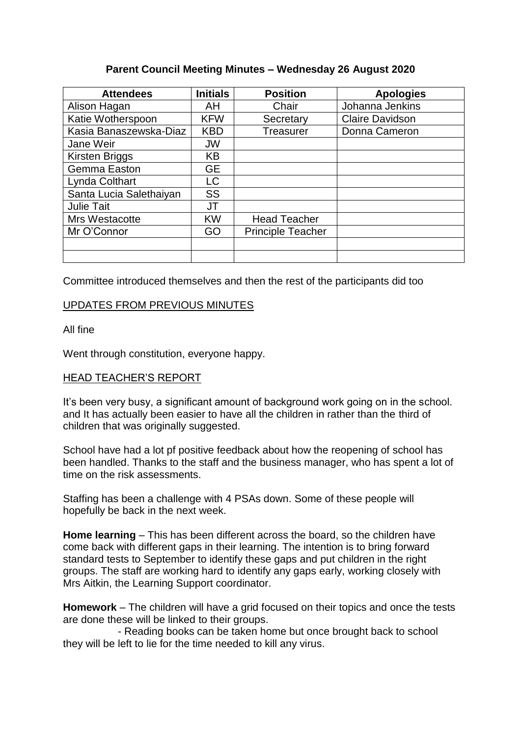## Parent Council Meeting Minutes – Wednesday 26 August 2020

| Attendees | Initials | Position | Apologies |
|---|---|---|---|
| Alison Hagan | AH | Chair | Johanna Jenkins |
| Katie Wotherspoon | KFW | Secretary | Claire Davidson |
| Kasia Banaszewska-Diaz | KBD | Treasurer | Donna Cameron |
| Jane Weir | JW | | |
| Kirsten Briggs | KB | | |
| Gemma Easton | GE | | |
| Lynda Colthart | LC | | |
| Santa Lucia Salethaiyan | SS | | |
| Julie Tait | JT | | |
| Mrs Westacotte | KW | Head Teacher | |
| Mr O'Connor | GO | Principle Teacher | |
| | | | |
| | | | |

Committee introduced themselves and then the rest of the participants did too

UPDATES FROM PREVIOUS MINUTES

All fine

Went through constitution, everyone happy.

HEAD TEACHER'S REPORT

It's been very busy, a significant amount of background work going on in the school. and It has actually been easier to have all the children in rather than the third of children that was originally suggested.

School have had a lot pf positive feedback about how the reopening of school has been handled. Thanks to the staff and the business manager, who has spent a lot of time on the risk assessments.

Staffing has been a challenge with 4 PSAs down. Some of these people will hopefully be back in the next week.

**Home learning** – This has been different across the board, so the children have come back with different gaps in their learning. The intention is to bring forward standard tests to September to identify these gaps and put children in the right groups. The staff are working hard to identify any gaps early, working closely with Mrs Aitkin, the Learning Support coordinator.

**Homework** – The children will have a grid focused on their topics and once the tests are done these will be linked to their groups.

- Reading books can be taken home but once brought back to school they will be left to lie for the time needed to kill any virus.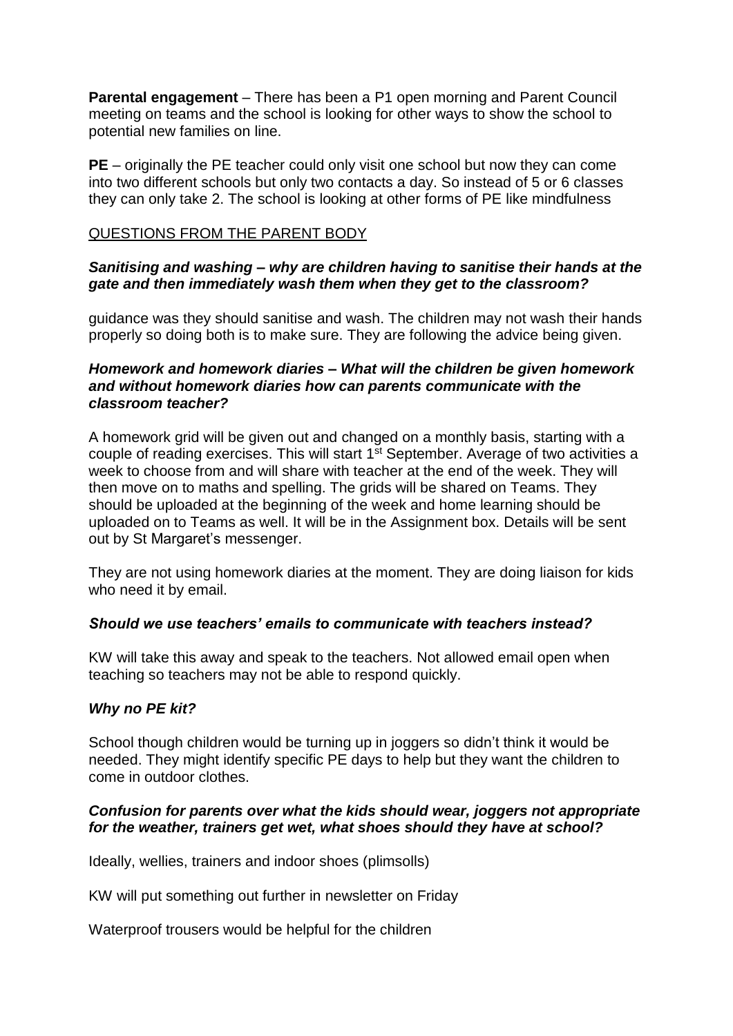**Parental engagement** – There has been a P1 open morning and Parent Council meeting on teams and the school is looking for other ways to show the school to potential new families on line.

**PE** – originally the PE teacher could only visit one school but now they can come into two different schools but only two contacts a day. So instead of 5 or 6 classes they can only take 2. The school is looking at other forms of PE like mindfulness

<u>QUESTIONS FROM THE PARENT BODY</u>

***Sanitising and washing – why are children having to sanitise their hands at the gate and then immediately wash them when they get to the classroom?***

guidance was they should sanitise and wash. The children may not wash their hands properly so doing both is to make sure. They are following the advice being given.

***Homework and homework diaries – What will the children be given homework and without homework diaries how can parents communicate with the classroom teacher?***

A homework grid will be given out and changed on a monthly basis, starting with a couple of reading exercises. This will start 1st September. Average of two activities a week to choose from and will share with teacher at the end of the week. They will then move on to maths and spelling. The grids will be shared on Teams. They should be uploaded at the beginning of the week and home learning should be uploaded on to Teams as well. It will be in the Assignment box. Details will be sent out by St Margaret's messenger.

They are not using homework diaries at the moment. They are doing liaison for kids who need it by email.

***Should we use teachers' emails to communicate with teachers instead?***

KW will take this away and speak to the teachers. Not allowed email open when teaching so teachers may not be able to respond quickly.

***Why no PE kit?***

School though children would be turning up in joggers so didn't think it would be needed. They might identify specific PE days to help but they want the children to come in outdoor clothes.

***Confusion for parents over what the kids should wear, joggers not appropriate for the weather, trainers get wet, what shoes should they have at school?***

Ideally, wellies, trainers and indoor shoes (plimsolls)

KW will put something out further in newsletter on Friday

Waterproof trousers would be helpful for the children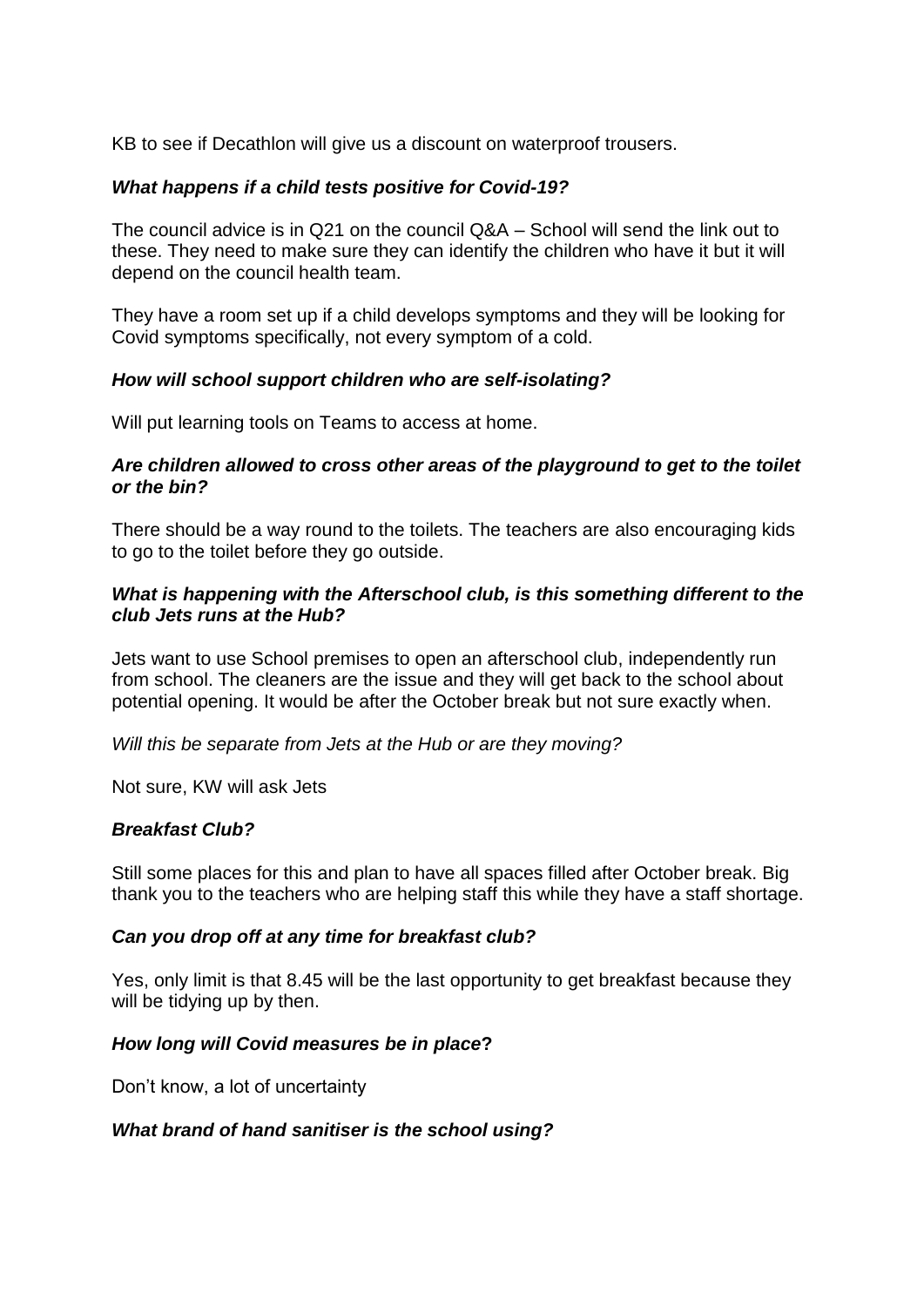KB to see if Decathlon will give us a discount on waterproof trousers.

***What happens if a child tests positive for Covid-19?***

The council advice is in Q21 on the council Q&A – School will send the link out to these. They need to make sure they can identify the children who have it but it will depend on the council health team.

They have a room set up if a child develops symptoms and they will be looking for Covid symptoms specifically, not every symptom of a cold.

***How will school support children who are self-isolating?***

Will put learning tools on Teams to access at home.

***Are children allowed to cross other areas of the playground to get to the toilet or the bin?***

There should be a way round to the toilets. The teachers are also encouraging kids to go to the toilet before they go outside.

***What is happening with the Afterschool club, is this something different to the club Jets runs at the Hub?***

Jets want to use School premises to open an afterschool club, independently run from school. The cleaners are the issue and they will get back to the school about potential opening. It would be after the October break but not sure exactly when.

*Will this be separate from Jets at the Hub or are they moving?*

Not sure, KW will ask Jets

***Breakfast Club?***

Still some places for this and plan to have all spaces filled after October break. Big thank you to the teachers who are helping staff this while they have a staff shortage.

***Can you drop off at any time for breakfast club?***

Yes, only limit is that 8.45 will be the last opportunity to get breakfast because they will be tidying up by then.

***How long will Covid measures be in place*?**

Don't know, a lot of uncertainty

***What brand of hand sanitiser is the school using?***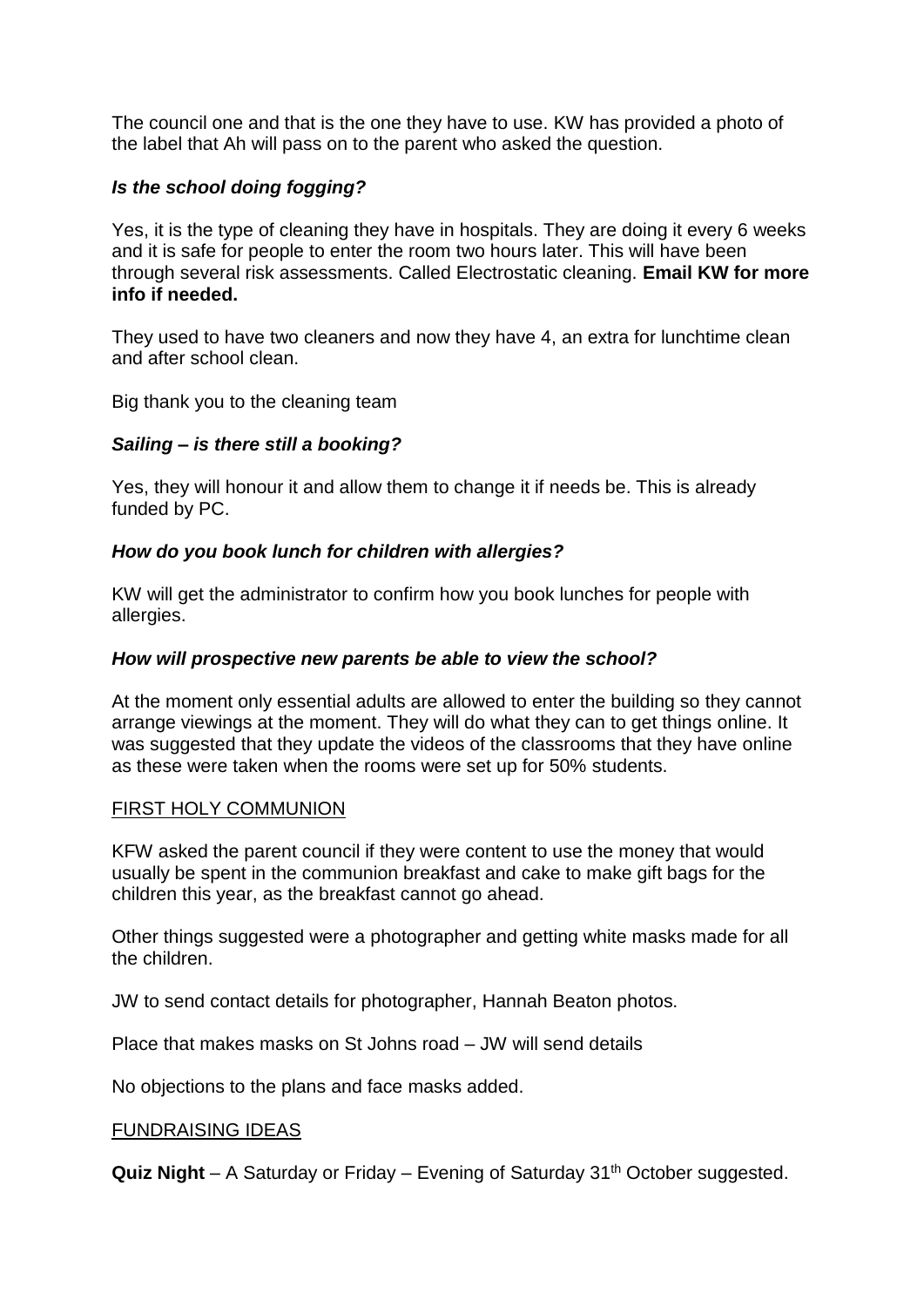The council one and that is the one they have to use. KW has provided a photo of the label that Ah will pass on to the parent who asked the question.

***Is the school doing fogging?***

Yes, it is the type of cleaning they have in hospitals. They are doing it every 6 weeks and it is safe for people to enter the room two hours later. This will have been through several risk assessments. Called Electrostatic cleaning. **Email KW for more info if needed.**

They used to have two cleaners and now they have 4, an extra for lunchtime clean and after school clean.

Big thank you to the cleaning team

***Sailing – is there still a booking?***

Yes, they will honour it and allow them to change it if needs be. This is already funded by PC.

***How do you book lunch for children with allergies?***

KW will get the administrator to confirm how you book lunches for people with allergies.

***How will prospective new parents be able to view the school?***

At the moment only essential adults are allowed to enter the building so they cannot arrange viewings at the moment. They will do what they can to get things online. It was suggested that they update the videos of the classrooms that they have online as these were taken when the rooms were set up for 50% students.

<u>FIRST HOLY COMMUNION</u>

KFW asked the parent council if they were content to use the money that would usually be spent in the communion breakfast and cake to make gift bags for the children this year, as the breakfast cannot go ahead.

Other things suggested were a photographer and getting white masks made for all the children.

JW to send contact details for photographer, Hannah Beaton photos.

Place that makes masks on St Johns road – JW will send details

No objections to the plans and face masks added.

<u>FUNDRAISING IDEAS</u>

**Quiz Night** – A Saturday or Friday – Evening of Saturday 31st October suggested.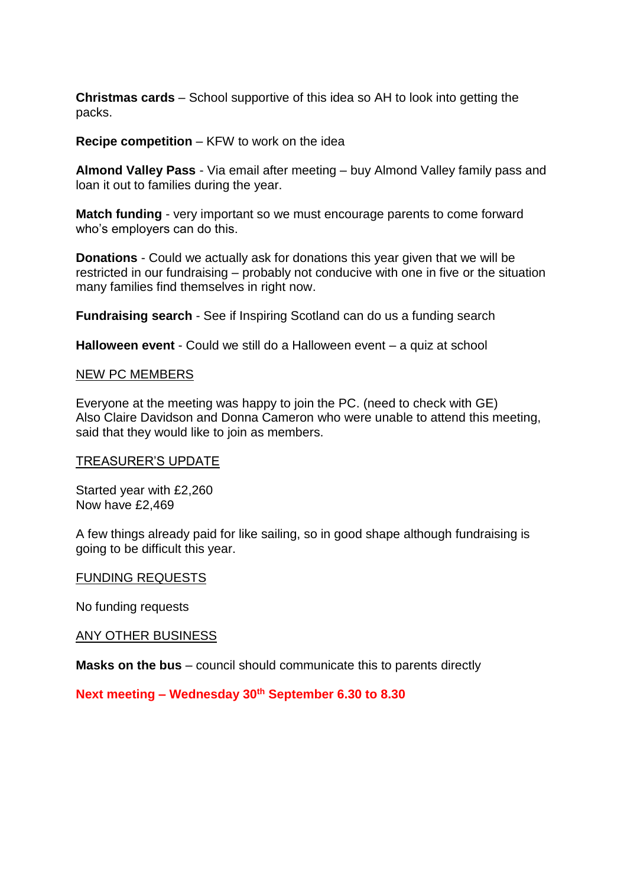**Christmas cards** – School supportive of this idea so AH to look into getting the packs.

**Recipe competition** – KFW to work on the idea

**Almond Valley Pass** - Via email after meeting – buy Almond Valley family pass and loan it out to families during the year.

**Match funding** - very important so we must encourage parents to come forward who's employers can do this.

**Donations** - Could we actually ask for donations this year given that we will be restricted in our fundraising – probably not conducive with one in five or the situation many families find themselves in right now.

**Fundraising search** - See if Inspiring Scotland can do us a funding search

**Halloween event** - Could we still do a Halloween event – a quiz at school

NEW PC MEMBERS

Everyone at the meeting was happy to join the PC. (need to check with GE)
Also Claire Davidson and Donna Cameron who were unable to attend this meeting, said that they would like to join as members.

TREASURER'S UPDATE

Started year with £2,260
Now have £2,469

A few things already paid for like sailing, so in good shape although fundraising is going to be difficult this year.

FUNDING REQUESTS

No funding requests

ANY OTHER BUSINESS

**Masks on the bus** – council should communicate this to parents directly

**Next meeting – Wednesday 30th September 6.30 to 8.30**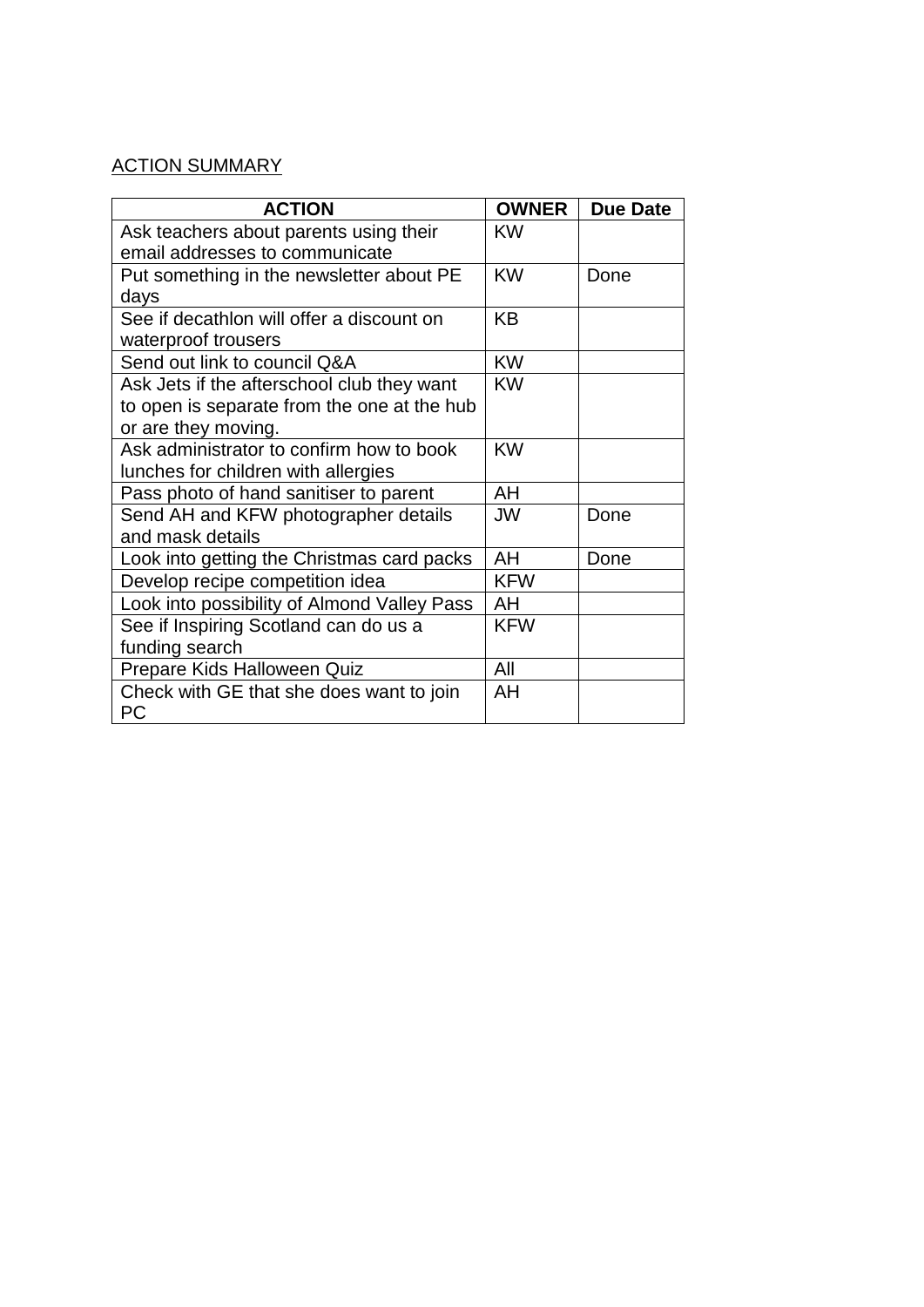<u>ACTION SUMMARY</u>

| ACTION | OWNER | Due Date |
|---|---|---|
| Ask teachers about parents using their email addresses to communicate | KW | |
| Put something in the newsletter about PE days | KW | Done |
| See if decathlon will offer a discount on waterproof trousers | KB | |
| Send out link to council Q&A | KW | |
| Ask Jets if the afterschool club they want to open is separate from the one at the hub or are they moving. | KW | |
| Ask administrator to confirm how to book lunches for children with allergies | KW | |
| Pass photo of hand sanitiser to parent | AH | |
| Send AH and KFW photographer details and mask details | JW | Done |
| Look into getting the Christmas card packs | AH | Done |
| Develop recipe competition idea | KFW | |
| Look into possibility of Almond Valley Pass | AH | |
| See if Inspiring Scotland can do us a funding search | KFW | |
| Prepare Kids Halloween Quiz | All | |
| Check with GE that she does want to join PC | AH | |